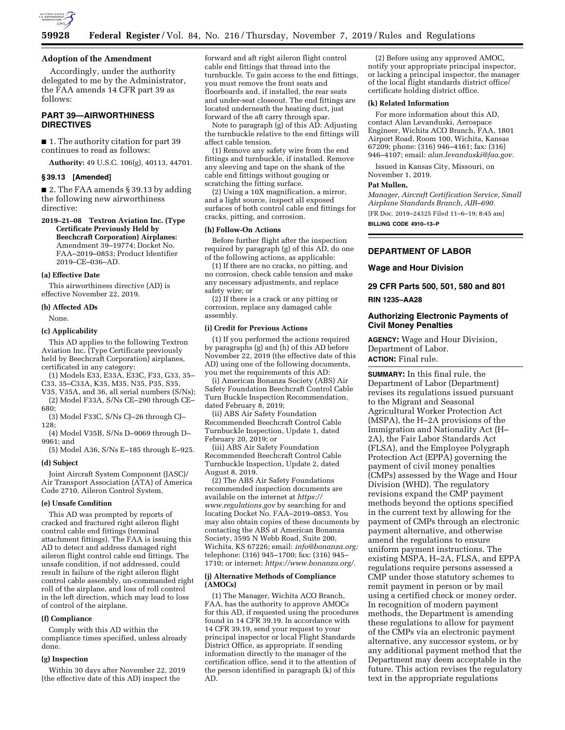## Adoption of the Amendment

Accordingly, under the authority delegated to me by the Administrator, the FAA amends 14 CFR part 39 as follows:

## PART 39—AIRWORTHINESS DIRECTIVES

■ 1. The authority citation for part 39 continues to read as follows:

**Authority:** 49 U.S.C. 106(g), 40113, 44701.

### § 39.13 [Amended]

■ 2. The FAA amends § 39.13 by adding the following new airworthiness directive:

**2019–21–08 Textron Aviation Inc. (Type Certificate Previously Held by Beechcraft Corporation) Airplanes:** Amendment 39–19774; Docket No. FAA–2019–0853; Product Identifier 2019–CE–036–AD.

#### (a) Effective Date

This airworthiness directive (AD) is effective November 22, 2019.

#### (b) Affected ADs

None.

#### (c) Applicability

This AD applies to the following Textron Aviation Inc. (Type Certificate previously held by Beechcraft Corporation) airplanes, certificated in any category:

(1) Models E33, E33A, E33C, F33, G33, 35–C33, 35–C33A, K35, M35, N35, P35, S35, V35, V35A, and 36, all serial numbers (S/Ns);

(2) Model F33A, S/Ns CE–290 through CE–680;

(3) Model F33C, S/Ns CJ–26 through CJ–128;

(4) Model V35B, S/Ns D–9069 through D–9961; and

(5) Model A36, S/Ns E–185 through E–925.

#### (d) Subject

Joint Aircraft System Component (JASC)/Air Transport Association (ATA) of America Code 2710, Aileron Control System.

#### (e) Unsafe Condition

This AD was prompted by reports of cracked and fractured right aileron flight control cable end fittings (terminal attachment fittings). The FAA is issuing this AD to detect and address damaged right aileron flight control cable end fittings. The unsafe condition, if not addressed, could result in failure of the right aileron flight control cable assembly, un-commanded right roll of the airplane, and loss of roll control in the left direction, which may lead to loss of control of the airplane.

#### (f) Compliance

Comply with this AD within the compliance times specified, unless already done.

#### (g) Inspection

Within 30 days after November 22, 2019 (the effective date of this AD) inspect the forward and aft right aileron flight control cable end fittings that thread into the turnbuckle. To gain access to the end fittings, you must remove the front seats and floorboards and, if installed, the rear seats and under-seat closeout. The end fittings are located underneath the heating duct, just forward of the aft carry through spar.

Note to paragraph (g) of this AD: Adjusting the turnbuckle relative to the end fittings will affect cable tension.

(1) Remove any safety wire from the end fittings and turnbuckle, if installed. Remove any sleeving and tape on the shank of the cable end fittings without gouging or scratching the fitting surface.

(2) Using a 10X magnification, a mirror, and a light source, inspect all exposed surfaces of both control cable end fittings for cracks, pitting, and corrosion.

#### (h) Follow-On Actions

Before further flight after the inspection required by paragraph (g) of this AD, do one of the following actions, as applicable:

(1) If there are no cracks, no pitting, and no corrosion, check cable tension and make any necessary adjustments, and replace safety wire; or

(2) If there is a crack or any pitting or corrosion, replace any damaged cable assembly.

#### (i) Credit for Previous Actions

(1) If you performed the actions required by paragraphs (g) and (h) of this AD before November 22, 2019 (the effective date of this AD) using one of the following documents, you met the requirements of this AD:

(i) American Bonanza Society (ABS) Air Safety Foundation Beechcraft Control Cable Turn Buckle Inspection Recommendation, dated February 8, 2019;

(ii) ABS Air Safety Foundation Recommended Beechcraft Control Cable Turnbuckle Inspection, Update 1, dated February 20, 2019; or

(iii) ABS Air Safety Foundation Recommended Beechcraft Control Cable Turnbuckle Inspection, Update 2, dated August 8, 2019.

(2) The ABS Air Safety Foundations recommended inspection documents are available on the internet at *https://www.regulations.gov* by searching for and locating Docket No. FAA–2019–0853. You may also obtain copies of these documents by contacting the ABS at American Bonanza Society, 3595 N Webb Road, Suite 200, Wichita, KS 67226; email: *info@bonanza.org;* telephone: (316) 945–1700; fax: (316) 945–1710; or internet: *https://www.bonanza.org/.*

#### (j) Alternative Methods of Compliance (AMOCs)

(1) The Manager, Wichita ACO Branch, FAA, has the authority to approve AMOCs for this AD, if requested using the procedures found in 14 CFR 39.19. In accordance with 14 CFR 39.19, send your request to your principal inspector or local Flight Standards District Office, as appropriate. If sending information directly to the manager of the certification office, send it to the attention of the person identified in paragraph (k) of this AD.

(2) Before using any approved AMOC, notify your appropriate principal inspector, or lacking a principal inspector, the manager of the local flight standards district office/certificate holding district office.

#### (k) Related Information

For more information about this AD, contact Alan Levanduski, Aerospace Engineer, Wichita ACO Branch, FAA, 1801 Airport Road, Room 100, Wichita, Kansas 67209; phone: (316) 946–4161; fax: (316) 946–4107; email: *alan.levanduski@faa.gov.*

Issued in Kansas City, Missouri, on November 1, 2019.

**Pat Mullen,**

*Manager, Aircraft Certification Service, Small Airplane Standards Branch, AIR–690.*

[FR Doc. 2019–24325 Filed 11–6–19; 8:45 am]

**BILLING CODE 4910–13–P**

---

## DEPARTMENT OF LABOR

### Wage and Hour Division

### 29 CFR Parts 500, 501, 580 and 801

**RIN 1235–AA28**

### Authorizing Electronic Payments of Civil Money Penalties

**AGENCY:** Wage and Hour Division, Department of Labor.

**ACTION:** Final rule.

**SUMMARY:** In this final rule, the Department of Labor (Department) revises its regulations issued pursuant to the Migrant and Seasonal Agricultural Worker Protection Act (MSPA), the H–2A provisions of the Immigration and Nationality Act (H–2A), the Fair Labor Standards Act (FLSA), and the Employee Polygraph Protection Act (EPPA) governing the payment of civil money penalties (CMPs) assessed by the Wage and Hour Division (WHD). The regulatory revisions expand the CMP payment methods beyond the options specified in the current text by allowing for the payment of CMPs through an electronic payment alternative, and otherwise amend the regulations to ensure uniform payment instructions. The existing MSPA, H–2A, FLSA, and EPPA regulations require persons assessed a CMP under those statutory schemes to remit payment in person or by mail using a certified check or money order. In recognition of modern payment methods, the Department is amending these regulations to allow for payment of the CMPs via an electronic payment alternative, any successor system, or by any additional payment method that the Department may deem acceptable in the future. This action revises the regulatory text in the appropriate regulations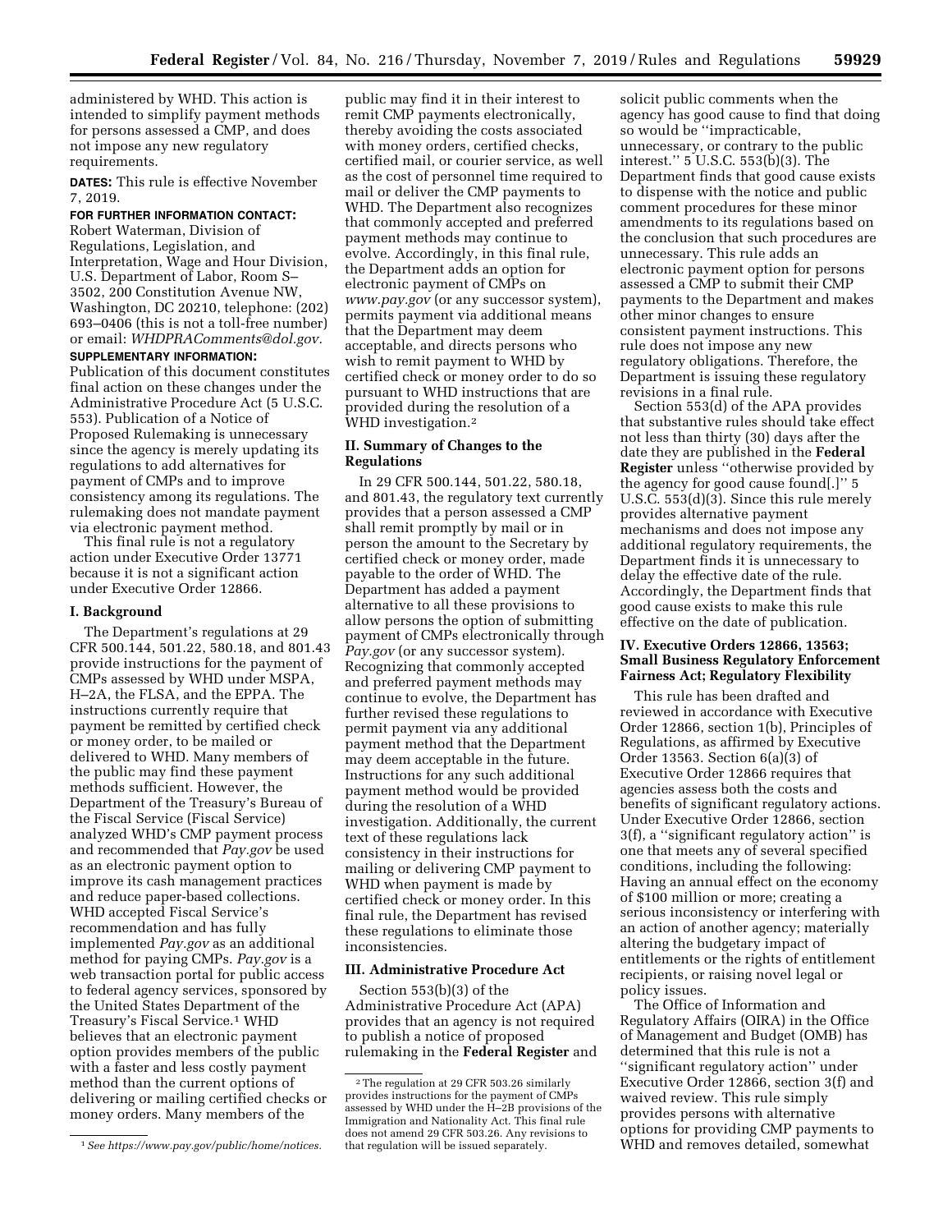administered by WHD. This action is intended to simplify payment methods for persons assessed a CMP, and does not impose any new regulatory requirements.

**DATES:** This rule is effective November 7, 2019.

**FOR FURTHER INFORMATION CONTACT:** Robert Waterman, Division of Regulations, Legislation, and Interpretation, Wage and Hour Division, U.S. Department of Labor, Room S–3502, 200 Constitution Avenue NW, Washington, DC 20210, telephone: (202) 693–0406 (this is not a toll-free number) or email: *WHDPRAComments@dol.gov.*

**SUPPLEMENTARY INFORMATION:**

Publication of this document constitutes final action on these changes under the Administrative Procedure Act (5 U.S.C. 553). Publication of a Notice of Proposed Rulemaking is unnecessary since the agency is merely updating its regulations to add alternatives for payment of CMPs and to improve consistency among its regulations. The rulemaking does not mandate payment via electronic payment method.

This final rule is not a regulatory action under Executive Order 13771 because it is not a significant action under Executive Order 12866.

## I. Background

The Department's regulations at 29 CFR 500.144, 501.22, 580.18, and 801.43 provide instructions for the payment of CMPs assessed by WHD under MSPA, H–2A, the FLSA, and the EPPA. The instructions currently require that payment be remitted by certified check or money order, to be mailed or delivered to WHD. Many members of the public may find these payment methods sufficient. However, the Department of the Treasury's Bureau of the Fiscal Service (Fiscal Service) analyzed WHD's CMP payment process and recommended that *Pay.gov* be used as an electronic payment option to improve its cash management practices and reduce paper-based collections. WHD accepted Fiscal Service's recommendation and has fully implemented *Pay.gov* as an additional method for paying CMPs. *Pay.gov* is a web transaction portal for public access to federal agency services, sponsored by the United States Department of the Treasury's Fiscal Service.[1] WHD believes that an electronic payment option provides members of the public with a faster and less costly payment method than the current options of delivering or mailing certified checks or money orders. Many members of the public may find it in their interest to remit CMP payments electronically, thereby avoiding the costs associated with money orders, certified checks, certified mail, or courier service, as well as the cost of personnel time required to mail or deliver the CMP payments to WHD. The Department also recognizes that commonly accepted and preferred payment methods may continue to evolve. Accordingly, in this final rule, the Department adds an option for electronic payment of CMPs on *www.pay.gov* (or any successor system), permits payment via additional means that the Department may deem acceptable, and directs persons who wish to remit payment to WHD by certified check or money order to do so pursuant to WHD instructions that are provided during the resolution of a WHD investigation.[2]

## II. Summary of Changes to the Regulations

In 29 CFR 500.144, 501.22, 580.18, and 801.43, the regulatory text currently provides that a person assessed a CMP shall remit promptly by mail or in person the amount to the Secretary by certified check or money order, made payable to the order of WHD. The Department has added a payment alternative to all these provisions to allow persons the option of submitting payment of CMPs electronically through *Pay.gov* (or any successor system). Recognizing that commonly accepted and preferred payment methods may continue to evolve, the Department has further revised these regulations to permit payment via any additional payment method that the Department may deem acceptable in the future. Instructions for any such additional payment method would be provided during the resolution of a WHD investigation. Additionally, the current text of these regulations lack consistency in their instructions for mailing or delivering CMP payment to WHD when payment is made by certified check or money order. In this final rule, the Department has revised these regulations to eliminate those inconsistencies.

## III. Administrative Procedure Act

Section 553(b)(3) of the Administrative Procedure Act (APA) provides that an agency is not required to publish a notice of proposed rulemaking in the **Federal Register** and solicit public comments when the agency has good cause to find that doing so would be ''impracticable, unnecessary, or contrary to the public interest.'' 5 U.S.C. 553(b)(3). The Department finds that good cause exists to dispense with the notice and public comment procedures for these minor amendments to its regulations based on the conclusion that such procedures are unnecessary. This rule adds an electronic payment option for persons assessed a CMP to submit their CMP payments to the Department and makes other minor changes to ensure consistent payment instructions. This rule does not impose any new regulatory obligations. Therefore, the Department is issuing these regulatory revisions in a final rule.

Section 553(d) of the APA provides that substantive rules should take effect not less than thirty (30) days after the date they are published in the **Federal Register** unless ''otherwise provided by the agency for good cause found[.]'' 5 U.S.C. 553(d)(3). Since this rule merely provides alternative payment mechanisms and does not impose any additional regulatory requirements, the Department finds it is unnecessary to delay the effective date of the rule. Accordingly, the Department finds that good cause exists to make this rule effective on the date of publication.

## IV. Executive Orders 12866, 13563; Small Business Regulatory Enforcement Fairness Act; Regulatory Flexibility

This rule has been drafted and reviewed in accordance with Executive Order 12866, section 1(b), Principles of Regulations, as affirmed by Executive Order 13563. Section 6(a)(3) of Executive Order 12866 requires that agencies assess both the costs and benefits of significant regulatory actions. Under Executive Order 12866, section 3(f), a ''significant regulatory action'' is one that meets any of several specified conditions, including the following: Having an annual effect on the economy of $100 million or more; creating a serious inconsistency or interfering with an action of another agency; materially altering the budgetary impact of entitlements or the rights of entitlement recipients, or raising novel legal or policy issues.

The Office of Information and Regulatory Affairs (OIRA) in the Office of Management and Budget (OMB) has determined that this rule is not a ''significant regulatory action'' under Executive Order 12866, section 3(f) and waived review. This rule simply provides persons with alternative options for providing CMP payments to WHD and removes detailed, somewhat

[1] *See https://www.pay.gov/public/home/notices.*

[2] The regulation at 29 CFR 503.26 similarly provides instructions for the payment of CMPs assessed by WHD under the H–2B provisions of the Immigration and Nationality Act. This final rule does not amend 29 CFR 503.26. Any revisions to that regulation will be issued separately.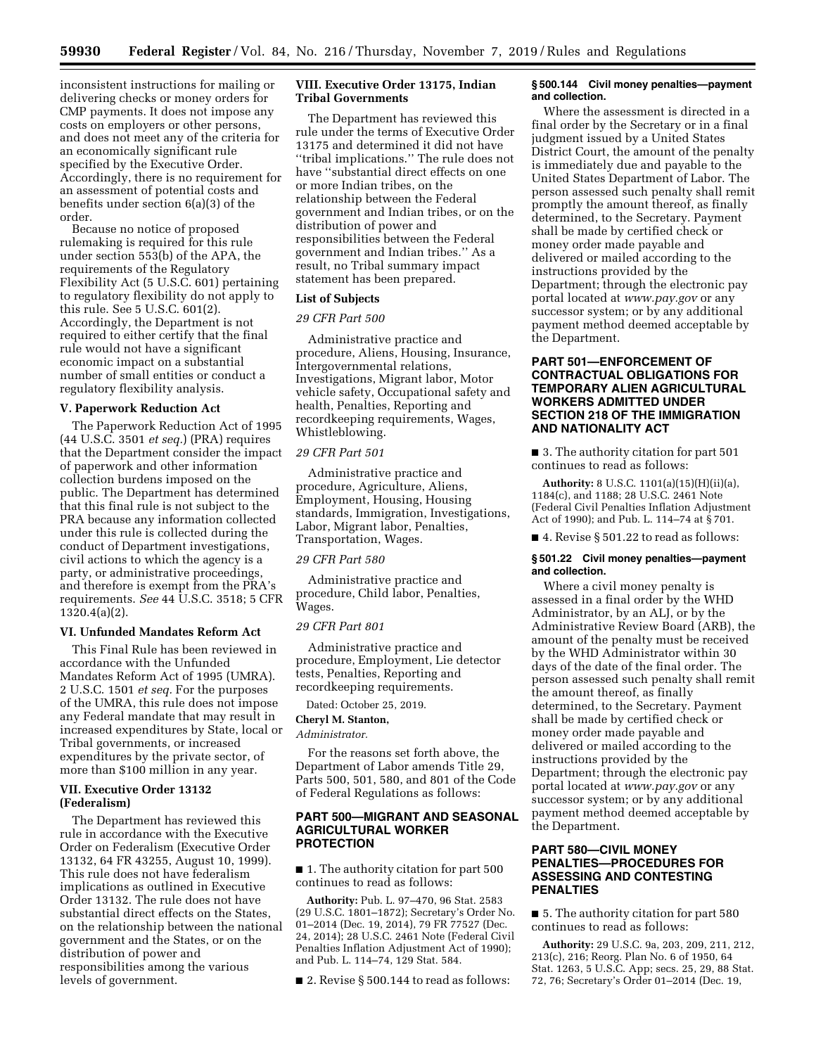inconsistent instructions for mailing or delivering checks or money orders for CMP payments. It does not impose any costs on employers or other persons, and does not meet any of the criteria for an economically significant rule specified by the Executive Order. Accordingly, there is no requirement for an assessment of potential costs and benefits under section 6(a)(3) of the order.

Because no notice of proposed rulemaking is required for this rule under section 553(b) of the APA, the requirements of the Regulatory Flexibility Act (5 U.S.C. 601) pertaining to regulatory flexibility do not apply to this rule. See 5 U.S.C. 601(2). Accordingly, the Department is not required to either certify that the final rule would not have a significant economic impact on a substantial number of small entities or conduct a regulatory flexibility analysis.

### V. Paperwork Reduction Act

The Paperwork Reduction Act of 1995 (44 U.S.C. 3501 *et seq.*) (PRA) requires that the Department consider the impact of paperwork and other information collection burdens imposed on the public. The Department has determined that this final rule is not subject to the PRA because any information collected under this rule is collected during the conduct of Department investigations, civil actions to which the agency is a party, or administrative proceedings, and therefore is exempt from the PRA's requirements. *See* 44 U.S.C. 3518; 5 CFR 1320.4(a)(2).

### VI. Unfunded Mandates Reform Act

This Final Rule has been reviewed in accordance with the Unfunded Mandates Reform Act of 1995 (UMRA). 2 U.S.C. 1501 *et seq.* For the purposes of the UMRA, this rule does not impose any Federal mandate that may result in increased expenditures by State, local or Tribal governments, or increased expenditures by the private sector, of more than $100 million in any year.

### VII. Executive Order 13132 (Federalism)

The Department has reviewed this rule in accordance with the Executive Order on Federalism (Executive Order 13132, 64 FR 43255, August 10, 1999). This rule does not have federalism implications as outlined in Executive Order 13132. The rule does not have substantial direct effects on the States, on the relationship between the national government and the States, or on the distribution of power and responsibilities among the various levels of government.

### VIII. Executive Order 13175, Indian Tribal Governments

The Department has reviewed this rule under the terms of Executive Order 13175 and determined it did not have "tribal implications." The rule does not have "substantial direct effects on one or more Indian tribes, on the relationship between the Federal government and Indian tribes, or on the distribution of power and responsibilities between the Federal government and Indian tribes." As a result, no Tribal summary impact statement has been prepared.

### List of Subjects

*29 CFR Part 500*

Administrative practice and procedure, Aliens, Housing, Insurance, Intergovernmental relations, Investigations, Migrant labor, Motor vehicle safety, Occupational safety and health, Penalties, Reporting and recordkeeping requirements, Wages, Whistleblowing.

*29 CFR Part 501*

Administrative practice and procedure, Agriculture, Aliens, Employment, Housing, Housing standards, Immigration, Investigations, Labor, Migrant labor, Penalties, Transportation, Wages.

*29 CFR Part 580*

Administrative practice and procedure, Child labor, Penalties, Wages.

*29 CFR Part 801*

Administrative practice and procedure, Employment, Lie detector tests, Penalties, Reporting and recordkeeping requirements.

Dated: October 25, 2019.

**Cheryl M. Stanton,**

*Administrator.*

For the reasons set forth above, the Department of Labor amends Title 29, Parts 500, 501, 580, and 801 of the Code of Federal Regulations as follows:

## PART 500—MIGRANT AND SEASONAL AGRICULTURAL WORKER PROTECTION

■ 1. The authority citation for part 500 continues to read as follows:

**Authority:** Pub. L. 97–470, 96 Stat. 2583 (29 U.S.C. 1801–1872); Secretary's Order No. 01–2014 (Dec. 19, 2014), 79 FR 77527 (Dec. 24, 2014); 28 U.S.C. 2461 Note (Federal Civil Penalties Inflation Adjustment Act of 1990); and Pub. L. 114–74, 129 Stat. 584.

■ 2. Revise § 500.144 to read as follows:

#### § 500.144 Civil money penalties—payment and collection.

Where the assessment is directed in a final order by the Secretary or in a final judgment issued by a United States District Court, the amount of the penalty is immediately due and payable to the United States Department of Labor. The person assessed such penalty shall remit promptly the amount thereof, as finally determined, to the Secretary. Payment shall be made by certified check or money order made payable and delivered or mailed according to the instructions provided by the Department; through the electronic pay portal located at *www.pay.gov* or any successor system; or by any additional payment method deemed acceptable by the Department.

## PART 501—ENFORCEMENT OF CONTRACTUAL OBLIGATIONS FOR TEMPORARY ALIEN AGRICULTURAL WORKERS ADMITTED UNDER SECTION 218 OF THE IMMIGRATION AND NATIONALITY ACT

■ 3. The authority citation for part 501 continues to read as follows:

**Authority:** 8 U.S.C. 1101(a)(15)(H)(ii)(a), 1184(c), and 1188; 28 U.S.C. 2461 Note (Federal Civil Penalties Inflation Adjustment Act of 1990); and Pub. L. 114–74 at § 701.

■ 4. Revise § 501.22 to read as follows:

#### § 501.22 Civil money penalties—payment and collection.

Where a civil money penalty is assessed in a final order by the WHD Administrator, by an ALJ, or by the Administrative Review Board (ARB), the amount of the penalty must be received by the WHD Administrator within 30 days of the date of the final order. The person assessed such penalty shall remit the amount thereof, as finally determined, to the Secretary. Payment shall be made by certified check or money order made payable and delivered or mailed according to the instructions provided by the Department; through the electronic pay portal located at *www.pay.gov* or any successor system; or by any additional payment method deemed acceptable by the Department.

## PART 580—CIVIL MONEY PENALTIES—PROCEDURES FOR ASSESSING AND CONTESTING PENALTIES

■ 5. The authority citation for part 580 continues to read as follows:

**Authority:** 29 U.S.C. 9a, 203, 209, 211, 212, 213(c), 216; Reorg. Plan No. 6 of 1950, 64 Stat. 1263, 5 U.S.C. App; secs. 25, 29, 88 Stat. 72, 76; Secretary's Order 01–2014 (Dec. 19,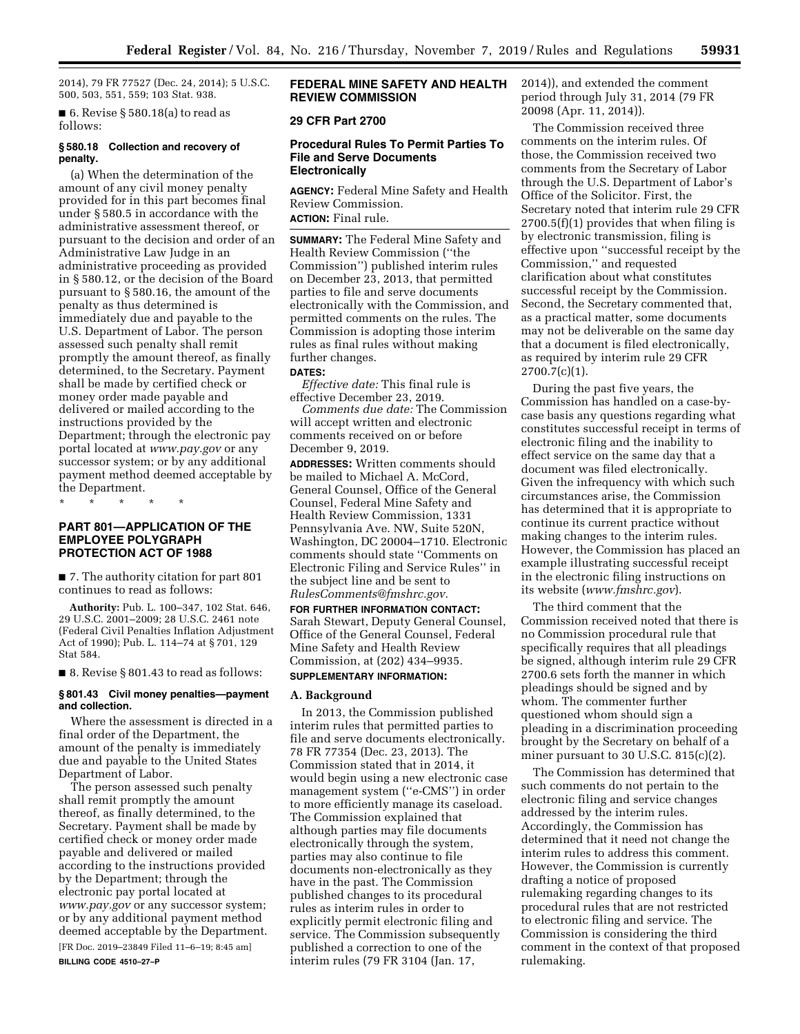2014), 79 FR 77527 (Dec. 24, 2014); 5 U.S.C. 500, 503, 551, 559; 103 Stat. 938.

■ 6. Revise § 580.18(a) to read as follows:

**§ 580.18 Collection and recovery of penalty.**

(a) When the determination of the amount of any civil money penalty provided for in this part becomes final under § 580.5 in accordance with the administrative assessment thereof, or pursuant to the decision and order of an Administrative Law Judge in an administrative proceeding as provided in § 580.12, or the decision of the Board pursuant to § 580.16, the amount of the penalty as thus determined is immediately due and payable to the U.S. Department of Labor. The person assessed such penalty shall remit promptly the amount thereof, as finally determined, to the Secretary. Payment shall be made by certified check or money order made payable and delivered or mailed according to the instructions provided by the Department; through the electronic pay portal located at *www.pay.gov* or any successor system; or by any additional payment method deemed acceptable by the Department.

\* \* \* \* \*

## PART 801—APPLICATION OF THE EMPLOYEE POLYGRAPH PROTECTION ACT OF 1988

■ 7. The authority citation for part 801 continues to read as follows:

**Authority:** Pub. L. 100–347, 102 Stat. 646, 29 U.S.C. 2001–2009; 28 U.S.C. 2461 note (Federal Civil Penalties Inflation Adjustment Act of 1990); Pub. L. 114–74 at § 701, 129 Stat 584.

■ 8. Revise § 801.43 to read as follows:

**§ 801.43 Civil money penalties—payment and collection.**

Where the assessment is directed in a final order of the Department, the amount of the penalty is immediately due and payable to the United States Department of Labor.

The person assessed such penalty shall remit promptly the amount thereof, as finally determined, to the Secretary. Payment shall be made by certified check or money order made payable and delivered or mailed according to the instructions provided by the Department; through the electronic pay portal located at *www.pay.gov* or any successor system; or by any additional payment method deemed acceptable by the Department.

[FR Doc. 2019–23849 Filed 11–6–19; 8:45 am]

**BILLING CODE 4510–27–P**

## FEDERAL MINE SAFETY AND HEALTH REVIEW COMMISSION

### 29 CFR Part 2700

### Procedural Rules To Permit Parties To File and Serve Documents Electronically

**AGENCY:** Federal Mine Safety and Health Review Commission.

**ACTION:** Final rule.

**SUMMARY:** The Federal Mine Safety and Health Review Commission (''the Commission'') published interim rules on December 23, 2013, that permitted parties to file and serve documents electronically with the Commission, and permitted comments on the rules. The Commission is adopting those interim rules as final rules without making further changes.

**DATES:**

*Effective date:* This final rule is effective December 23, 2019.

*Comments due date:* The Commission will accept written and electronic comments received on or before December 9, 2019.

**ADDRESSES:** Written comments should be mailed to Michael A. McCord, General Counsel, Office of the General Counsel, Federal Mine Safety and Health Review Commission, 1331 Pennsylvania Ave. NW, Suite 520N, Washington, DC 20004–1710. Electronic comments should state ''Comments on Electronic Filing and Service Rules'' in the subject line and be sent to *RulesComments@fmshrc.gov.*

**FOR FURTHER INFORMATION CONTACT:** Sarah Stewart, Deputy General Counsel, Office of the General Counsel, Federal Mine Safety and Health Review Commission, at (202) 434–9935.

**SUPPLEMENTARY INFORMATION:**

### A. Background

In 2013, the Commission published interim rules that permitted parties to file and serve documents electronically. 78 FR 77354 (Dec. 23, 2013). The Commission stated that in 2014, it would begin using a new electronic case management system (''e-CMS'') in order to more efficiently manage its caseload. The Commission explained that although parties may file documents electronically through the system, parties may also continue to file documents non-electronically as they have in the past. The Commission published changes to its procedural rules as interim rules in order to explicitly permit electronic filing and service. The Commission subsequently published a correction to one of the interim rules (79 FR 3104 (Jan. 17, 2014)), and extended the comment period through July 31, 2014 (79 FR 20098 (Apr. 11, 2014)).

The Commission received three comments on the interim rules. Of those, the Commission received two comments from the Secretary of Labor through the U.S. Department of Labor's Office of the Solicitor. First, the Secretary noted that interim rule 29 CFR 2700.5(f)(1) provides that when filing is by electronic transmission, filing is effective upon ''successful receipt by the Commission,'' and requested clarification about what constitutes successful receipt by the Commission. Second, the Secretary commented that, as a practical matter, some documents may not be deliverable on the same day that a document is filed electronically, as required by interim rule 29 CFR 2700.7(c)(1).

During the past five years, the Commission has handled on a case-by-case basis any questions regarding what constitutes successful receipt in terms of electronic filing and the inability to effect service on the same day that a document was filed electronically. Given the infrequency with which such circumstances arise, the Commission has determined that it is appropriate to continue its current practice without making changes to the interim rules. However, the Commission has placed an example illustrating successful receipt in the electronic filing instructions on its website (*www.fmshrc.gov*).

The third comment that the Commission received noted that there is no Commission procedural rule that specifically requires that all pleadings be signed, although interim rule 29 CFR 2700.6 sets forth the manner in which pleadings should be signed and by whom. The commenter further questioned whom should sign a pleading in a discrimination proceeding brought by the Secretary on behalf of a miner pursuant to 30 U.S.C. 815(c)(2).

The Commission has determined that such comments do not pertain to the electronic filing and service changes addressed by the interim rules. Accordingly, the Commission has determined that it need not change the interim rules to address this comment. However, the Commission is currently drafting a notice of proposed rulemaking regarding changes to its procedural rules that are not restricted to electronic filing and service. The Commission is considering the third comment in the context of that proposed rulemaking.